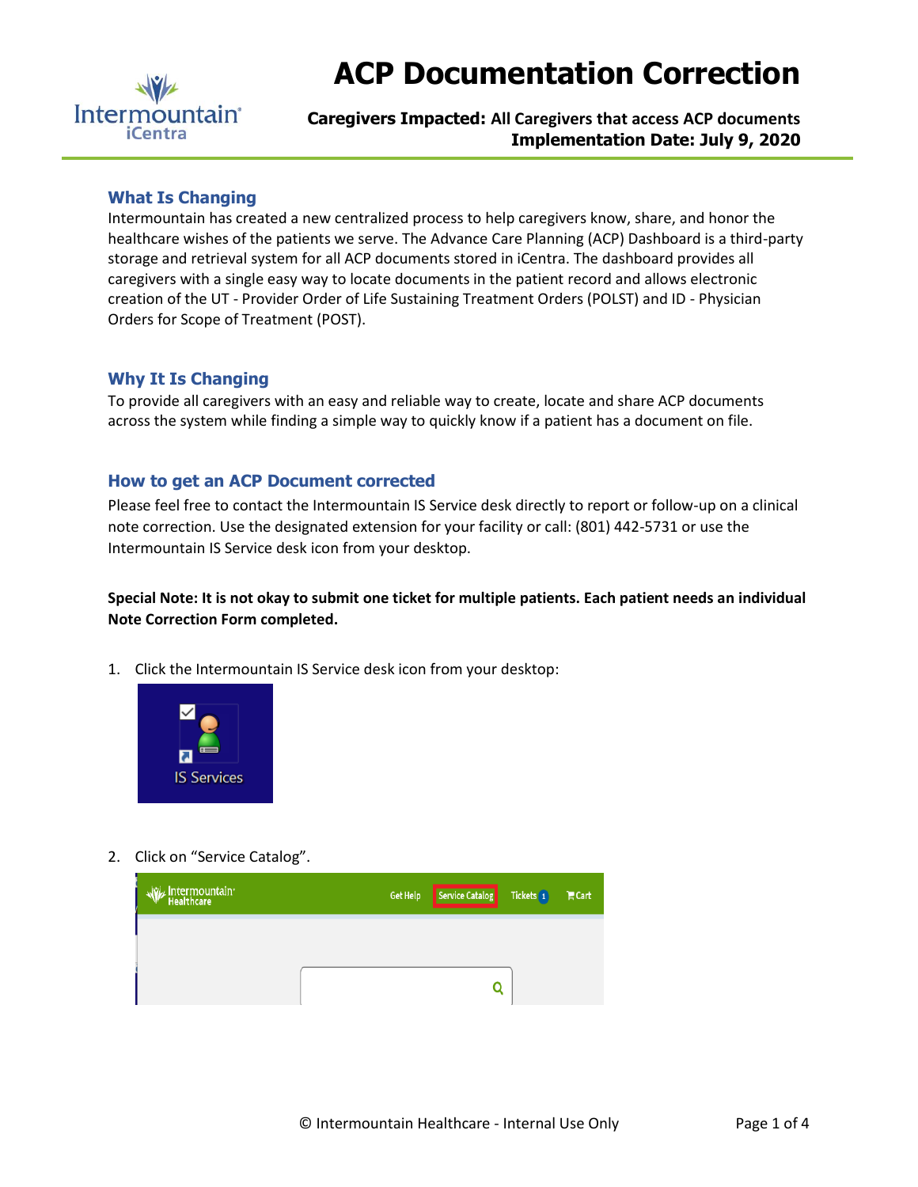Intermountain iCentra

# ACP Documentation Correction

**Caregivers Impacted:** All Caregivers that access ACP documents
**Implementation Date: July 9, 2020**

## What Is Changing

Intermountain has created a new centralized process to help caregivers know, share, and honor the healthcare wishes of the patients we serve. The Advance Care Planning (ACP) Dashboard is a third-party storage and retrieval system for all ACP documents stored in iCentra. The dashboard provides all caregivers with a single easy way to locate documents in the patient record and allows electronic creation of the UT - Provider Order of Life Sustaining Treatment Orders (POLST) and ID - Physician Orders for Scope of Treatment (POST).

## Why It Is Changing

To provide all caregivers with an easy and reliable way to create, locate and share ACP documents across the system while finding a simple way to quickly know if a patient has a document on file.

## How to get an ACP Document corrected

Please feel free to contact the Intermountain IS Service desk directly to report or follow-up on a clinical note correction. Use the designated extension for your facility or call: (801) 442-5731 or use the Intermountain IS Service desk icon from your desktop.

**Special Note: It is not okay to submit one ticket for multiple patients. Each patient needs an individual Note Correction Form completed.**

1. Click the Intermountain IS Service desk icon from your desktop:

   IS Services

2. Click on "Service Catalog".

   Intermountain Healthcare | Get Help | Service Catalog | Tickets 1 | Cart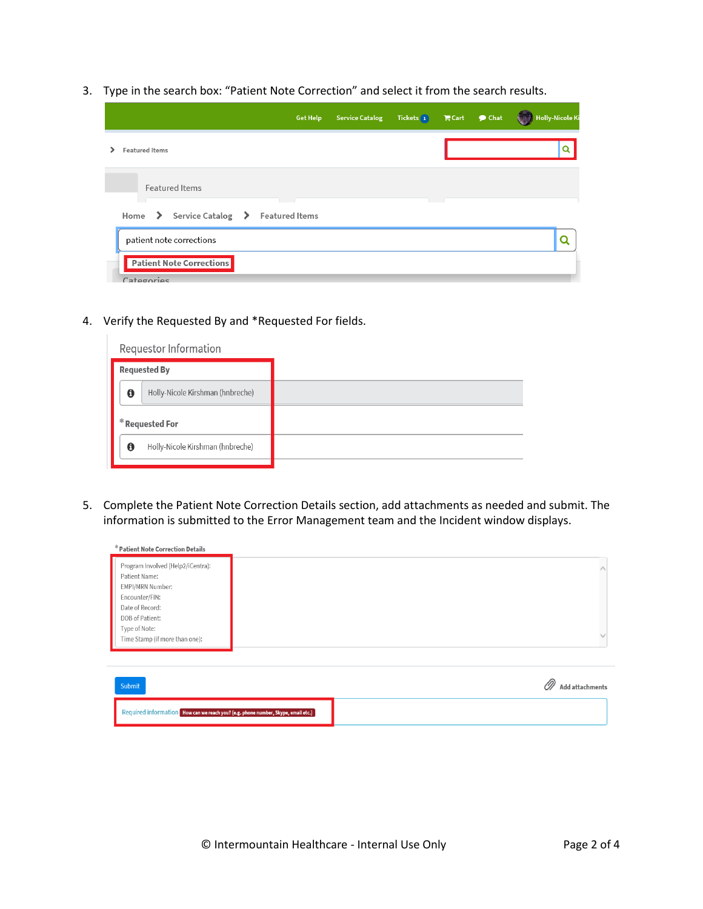3. Type in the search box: “Patient Note Correction” and select it from the search results.

4. Verify the Requested By and *Requested For fields.

5. Complete the Patient Note Correction Details section, add attachments as needed and submit. The information is submitted to the Error Management team and the Incident window displays.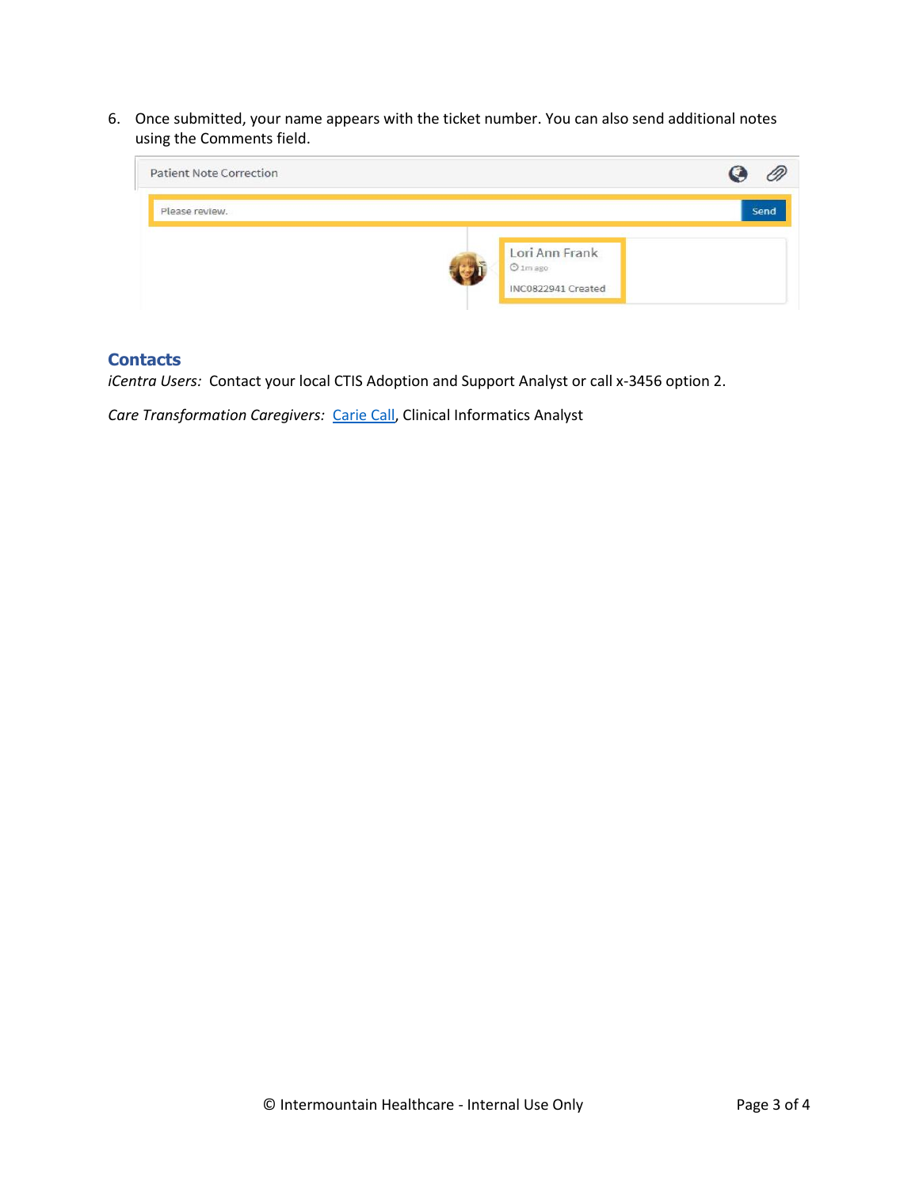6. Once submitted, your name appears with the ticket number. You can also send additional notes using the Comments field.

## Contacts

*iCentra Users:* Contact your local CTIS Adoption and Support Analyst or call x-3456 option 2.

*Care Transformation Caregivers:* Carie Call, Clinical Informatics Analyst